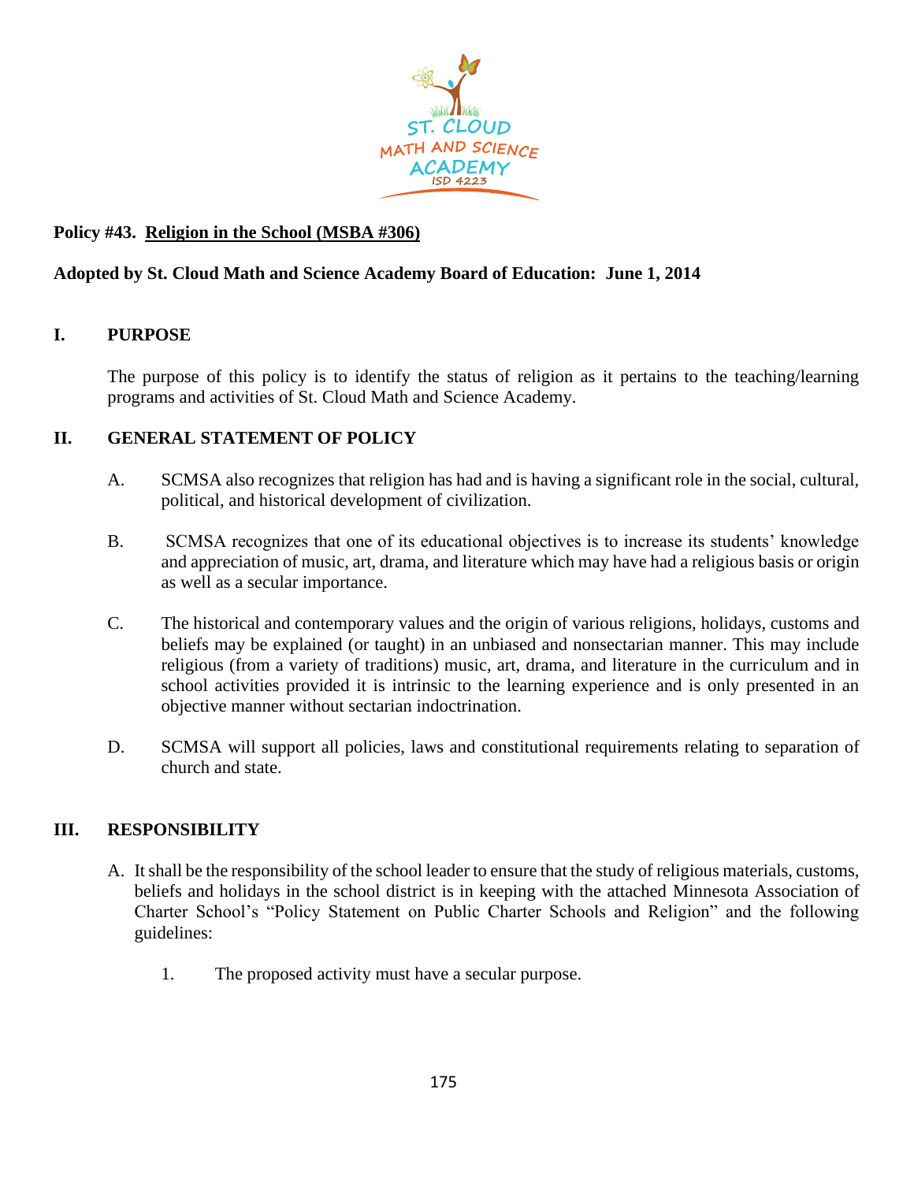**Policy #43. Religion in the School (MSBA #306)**

**Adopted by St. Cloud Math and Science Academy Board of Education: June 1, 2014**

## I. PURPOSE

The purpose of this policy is to identify the status of religion as it pertains to the teaching/learning programs and activities of St. Cloud Math and Science Academy.

## II. GENERAL STATEMENT OF POLICY

A. SCMSA also recognizes that religion has had and is having a significant role in the social, cultural, political, and historical development of civilization.

B. SCMSA recognizes that one of its educational objectives is to increase its students' knowledge and appreciation of music, art, drama, and literature which may have had a religious basis or origin as well as a secular importance.

C. The historical and contemporary values and the origin of various religions, holidays, customs and beliefs may be explained (or taught) in an unbiased and nonsectarian manner. This may include religious (from a variety of traditions) music, art, drama, and literature in the curriculum and in school activities provided it is intrinsic to the learning experience and is only presented in an objective manner without sectarian indoctrination.

D. SCMSA will support all policies, laws and constitutional requirements relating to separation of church and state.

## III. RESPONSIBILITY

A. It shall be the responsibility of the school leader to ensure that the study of religious materials, customs, beliefs and holidays in the school district is in keeping with the attached Minnesota Association of Charter School's "Policy Statement on Public Charter Schools and Religion" and the following guidelines:

1. The proposed activity must have a secular purpose.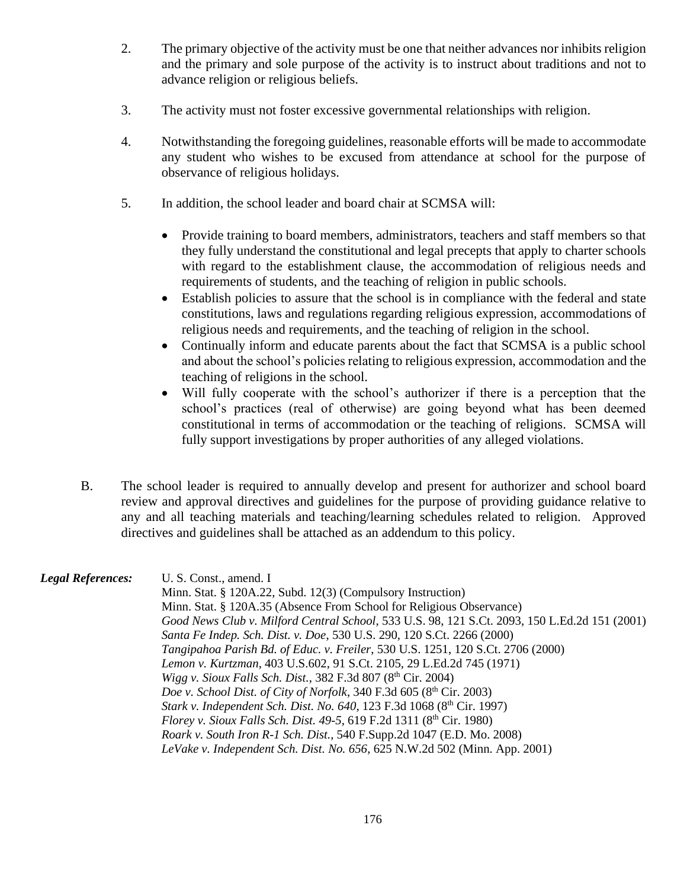2. The primary objective of the activity must be one that neither advances nor inhibits religion and the primary and sole purpose of the activity is to instruct about traditions and not to advance religion or religious beliefs.

3. The activity must not foster excessive governmental relationships with religion.

4. Notwithstanding the foregoing guidelines, reasonable efforts will be made to accommodate any student who wishes to be excused from attendance at school for the purpose of observance of religious holidays.

5. In addition, the school leader and board chair at SCMSA will:

   - Provide training to board members, administrators, teachers and staff members so that they fully understand the constitutional and legal precepts that apply to charter schools with regard to the establishment clause, the accommodation of religious needs and requirements of students, and the teaching of religion in public schools.
   - Establish policies to assure that the school is in compliance with the federal and state constitutions, laws and regulations regarding religious expression, accommodations of religious needs and requirements, and the teaching of religion in the school.
   - Continually inform and educate parents about the fact that SCMSA is a public school and about the school's policies relating to religious expression, accommodation and the teaching of religions in the school.
   - Will fully cooperate with the school's authorizer if there is a perception that the school's practices (real of otherwise) are going beyond what has been deemed constitutional in terms of accommodation or the teaching of religions. SCMSA will fully support investigations by proper authorities of any alleged violations.

B. The school leader is required to annually develop and present for authorizer and school board review and approval directives and guidelines for the purpose of providing guidance relative to any and all teaching materials and teaching/learning schedules related to religion. Approved directives and guidelines shall be attached as an addendum to this policy.

***Legal References:***

U. S. Const., amend. I
Minn. Stat. § 120A.22, Subd. 12(3) (Compulsory Instruction)
Minn. Stat. § 120A.35 (Absence From School for Religious Observance)
*Good News Club v. Milford Central School*, 533 U.S. 98, 121 S.Ct. 2093, 150 L.Ed.2d 151 (2001)
*Santa Fe Indep. Sch. Dist. v. Doe*, 530 U.S. 290, 120 S.Ct. 2266 (2000)
*Tangipahoa Parish Bd. of Educ. v. Freiler*, 530 U.S. 1251, 120 S.Ct. 2706 (2000)
*Lemon v. Kurtzman*, 403 U.S.602, 91 S.Ct. 2105, 29 L.Ed.2d 745 (1971)
*Wigg v. Sioux Falls Sch. Dist.*, 382 F.3d 807 (8th Cir. 2004)
*Doe v. School Dist. of City of Norfolk*, 340 F.3d 605 (8th Cir. 2003)
*Stark v. Independent Sch. Dist. No. 640*, 123 F.3d 1068 (8th Cir. 1997)
*Florey v. Sioux Falls Sch. Dist. 49-5*, 619 F.2d 1311 (8th Cir. 1980)
*Roark v. South Iron R-1 Sch. Dist.*, 540 F.Supp.2d 1047 (E.D. Mo. 2008)
*LeVake v. Independent Sch. Dist. No. 656*, 625 N.W.2d 502 (Minn. App. 2001)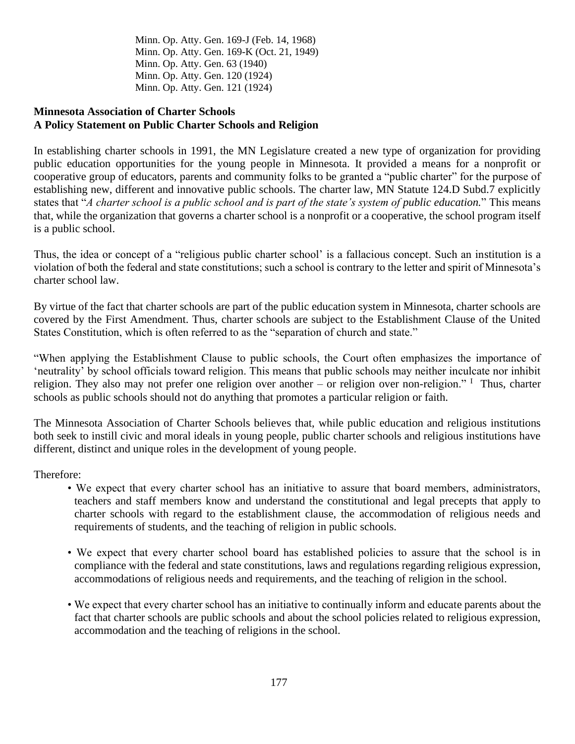Minn. Op. Atty. Gen. 169-J (Feb. 14, 1968)
Minn. Op. Atty. Gen. 169-K (Oct. 21, 1949)
Minn. Op. Atty. Gen. 63 (1940)
Minn. Op. Atty. Gen. 120 (1924)
Minn. Op. Atty. Gen. 121 (1924)

**Minnesota Association of Charter Schools**
**A Policy Statement on Public Charter Schools and Religion**

In establishing charter schools in 1991, the MN Legislature created a new type of organization for providing public education opportunities for the young people in Minnesota. It provided a means for a nonprofit or cooperative group of educators, parents and community folks to be granted a "public charter" for the purpose of establishing new, different and innovative public schools. The charter law, MN Statute 124.D Subd.7 explicitly states that "*A charter school is a public school and is part of the state's system of public education.*" This means that, while the organization that governs a charter school is a nonprofit or a cooperative, the school program itself is a public school.

Thus, the idea or concept of a "religious public charter school' is a fallacious concept. Such an institution is a violation of both the federal and state constitutions; such a school is contrary to the letter and spirit of Minnesota's charter school law.

By virtue of the fact that charter schools are part of the public education system in Minnesota, charter schools are covered by the First Amendment. Thus, charter schools are subject to the Establishment Clause of the United States Constitution, which is often referred to as the "separation of church and state."

"When applying the Establishment Clause to public schools, the Court often emphasizes the importance of 'neutrality' by school officials toward religion. This means that public schools may neither inculcate nor inhibit religion. They also may not prefer one religion over another – or religion over non-religion." [I] Thus, charter schools as public schools should not do anything that promotes a particular religion or faith.

The Minnesota Association of Charter Schools believes that, while public education and religious institutions both seek to instill civic and moral ideals in young people, public charter schools and religious institutions have different, distinct and unique roles in the development of young people.

Therefore:

- We expect that every charter school has an initiative to assure that board members, administrators, teachers and staff members know and understand the constitutional and legal precepts that apply to charter schools with regard to the establishment clause, the accommodation of religious needs and requirements of students, and the teaching of religion in public schools.

- We expect that every charter school board has established policies to assure that the school is in compliance with the federal and state constitutions, laws and regulations regarding religious expression, accommodations of religious needs and requirements, and the teaching of religion in the school.

- We expect that every charter school has an initiative to continually inform and educate parents about the fact that charter schools are public schools and about the school policies related to religious expression, accommodation and the teaching of religions in the school.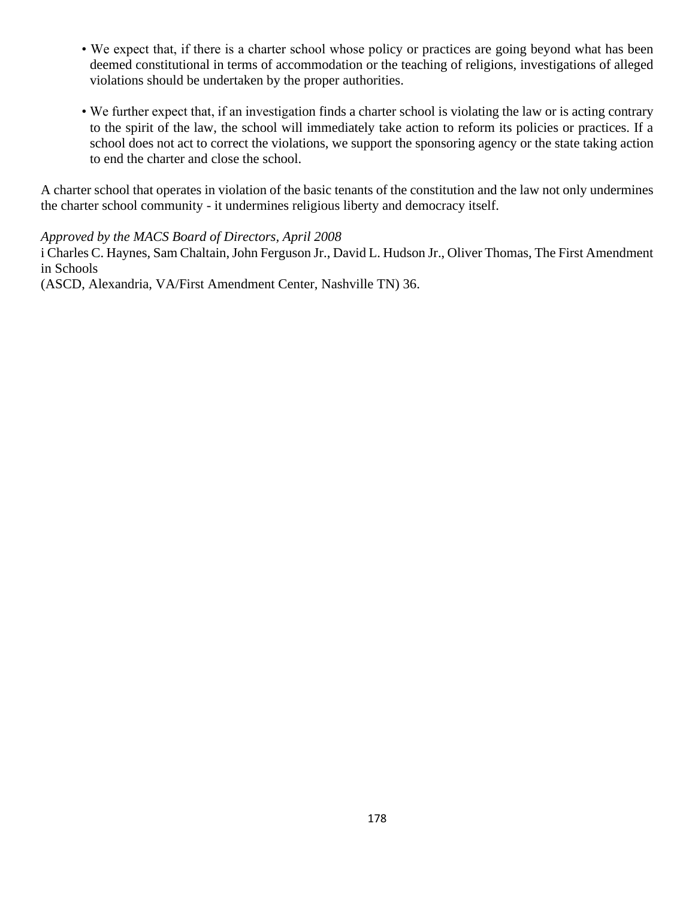- We expect that, if there is a charter school whose policy or practices are going beyond what has been deemed constitutional in terms of accommodation or the teaching of religions, investigations of alleged violations should be undertaken by the proper authorities.

- We further expect that, if an investigation finds a charter school is violating the law or is acting contrary to the spirit of the law, the school will immediately take action to reform its policies or practices. If a school does not act to correct the violations, we support the sponsoring agency or the state taking action to end the charter and close the school.

A charter school that operates in violation of the basic tenants of the constitution and the law not only undermines the charter school community - it undermines religious liberty and democracy itself.

*Approved by the MACS Board of Directors, April 2008*

i Charles C. Haynes, Sam Chaltain, John Ferguson Jr., David L. Hudson Jr., Oliver Thomas, The First Amendment in Schools
(ASCD, Alexandria, VA/First Amendment Center, Nashville TN) 36.